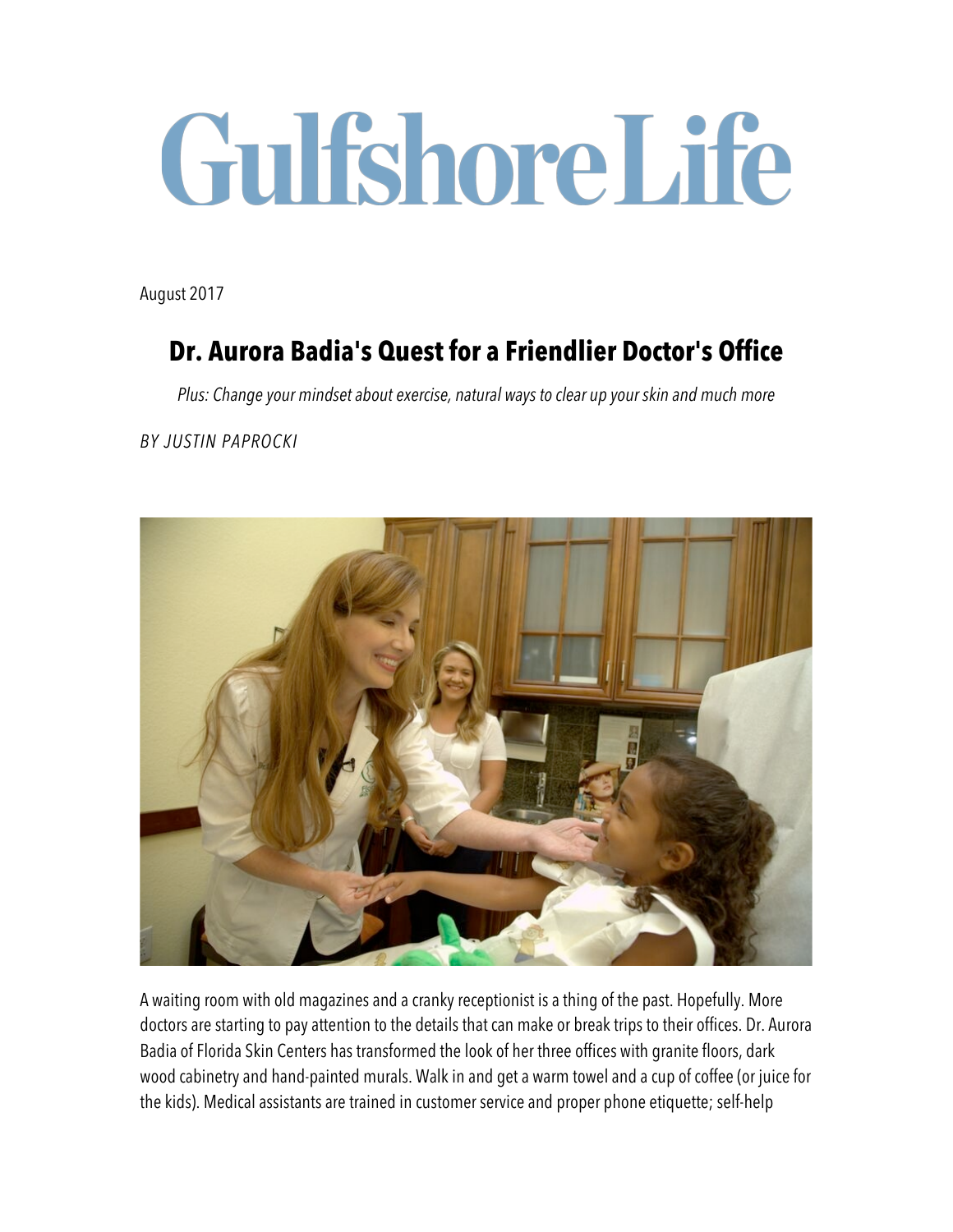# Gulfshore Life

August 2017

## Dr. Aurora Badia's Quest for a Friendlier Doctor's Office

*Plus: Change your mindset about exercise, natural ways to clear up your skin and much more*

*BY JUSTIN PAPROCKI*

A waiting room with old magazines and a cranky receptionist is a thing of the past. Hopefully. More doctors are starting to pay attention to the details that can make or break trips to their offices. Dr. Aurora Badia of Florida Skin Centers has transformed the look of her three offices with granite floors, dark wood cabinetry and hand-painted murals. Walk in and get a warm towel and a cup of coffee (or juice for the kids). Medical assistants are trained in customer service and proper phone etiquette; self-help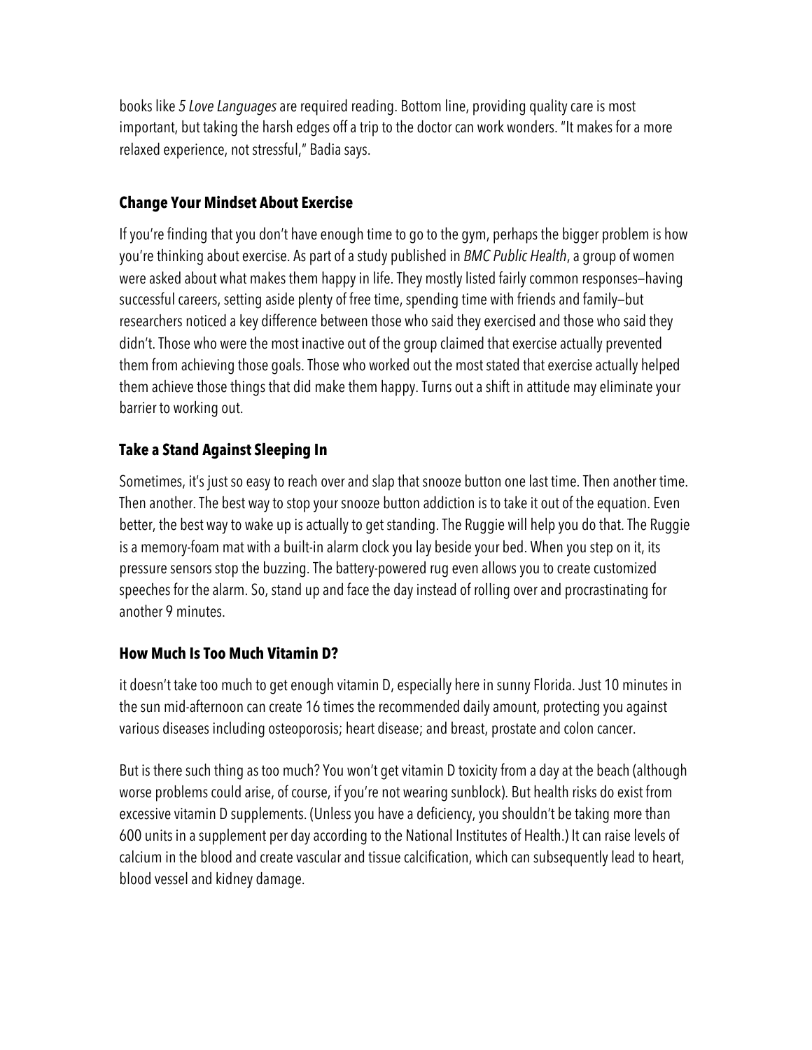books like *5 Love Languages* are required reading. Bottom line, providing quality care is most important, but taking the harsh edges off a trip to the doctor can work wonders. "It makes for a more relaxed experience, not stressful," Badia says.

### Change Your Mindset About Exercise

If you're finding that you don't have enough time to go to the gym, perhaps the bigger problem is how you're thinking about exercise. As part of a study published in *BMC Public Health*, a group of women were asked about what makes them happy in life. They mostly listed fairly common responses—having successful careers, setting aside plenty of free time, spending time with friends and family—but researchers noticed a key difference between those who said they exercised and those who said they didn't. Those who were the most inactive out of the group claimed that exercise actually prevented them from achieving those goals. Those who worked out the most stated that exercise actually helped them achieve those things that did make them happy. Turns out a shift in attitude may eliminate your barrier to working out.

### Take a Stand Against Sleeping In

Sometimes, it's just so easy to reach over and slap that snooze button one last time. Then another time. Then another. The best way to stop your snooze button addiction is to take it out of the equation. Even better, the best way to wake up is actually to get standing. The Ruggie will help you do that. The Ruggie is a memory-foam mat with a built-in alarm clock you lay beside your bed. When you step on it, its pressure sensors stop the buzzing. The battery-powered rug even allows you to create customized speeches for the alarm. So, stand up and face the day instead of rolling over and procrastinating for another 9 minutes.

### How Much Is Too Much Vitamin D?

it doesn't take too much to get enough vitamin D, especially here in sunny Florida. Just 10 minutes in the sun mid-afternoon can create 16 times the recommended daily amount, protecting you against various diseases including osteoporosis; heart disease; and breast, prostate and colon cancer.

But is there such thing as too much? You won't get vitamin D toxicity from a day at the beach (although worse problems could arise, of course, if you're not wearing sunblock). But health risks do exist from excessive vitamin D supplements. (Unless you have a deficiency, you shouldn't be taking more than 600 units in a supplement per day according to the National Institutes of Health.) It can raise levels of calcium in the blood and create vascular and tissue calcification, which can subsequently lead to heart, blood vessel and kidney damage.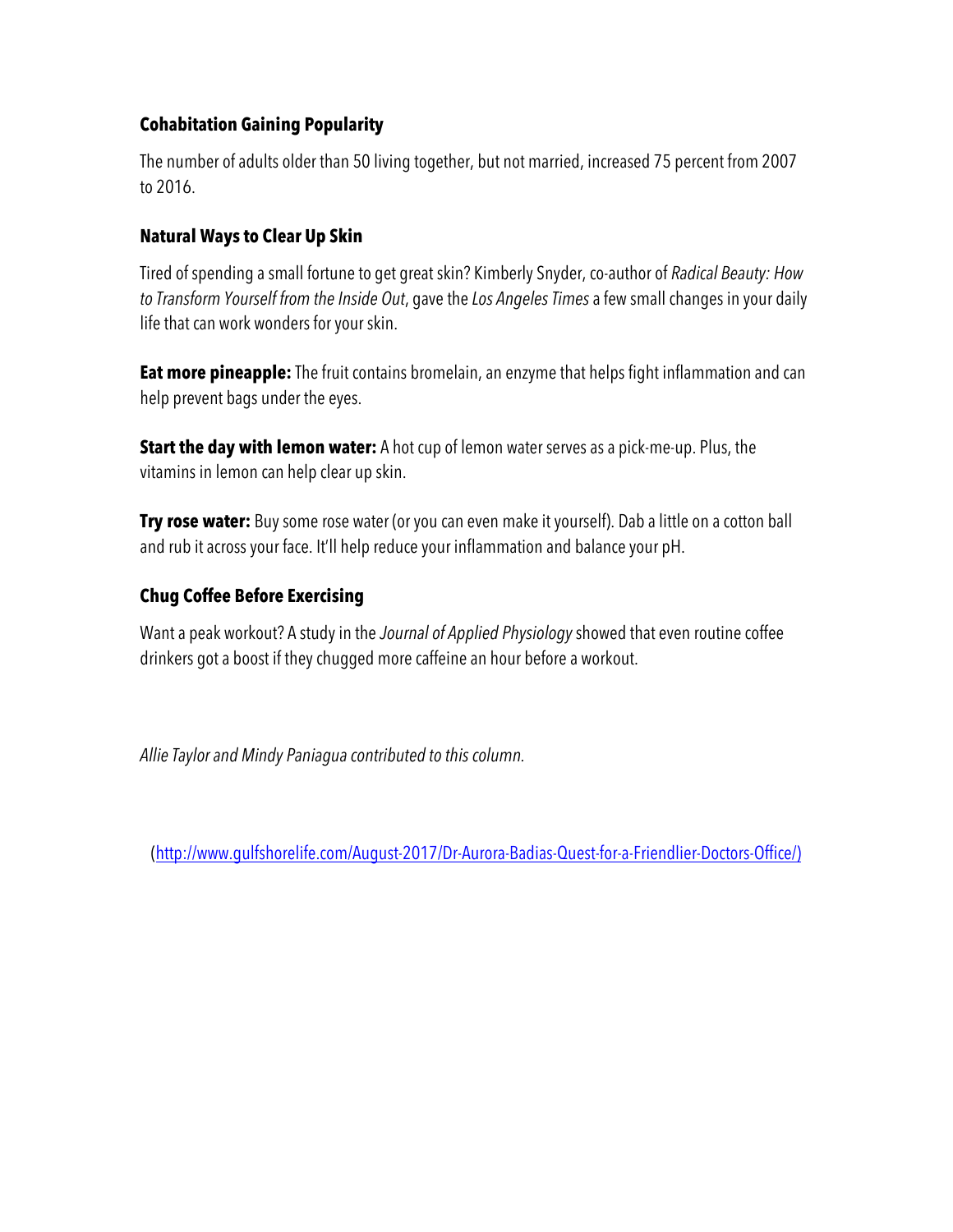### Cohabitation Gaining Popularity

The number of adults older than 50 living together, but not married, increased 75 percent from 2007 to 2016.

### Natural Ways to Clear Up Skin

Tired of spending a small fortune to get great skin? Kimberly Snyder, co-author of *Radical Beauty: How to Transform Yourself from the Inside Out*, gave the *Los Angeles Times* a few small changes in your daily life that can work wonders for your skin.

**Eat more pineapple:** The fruit contains bromelain, an enzyme that helps fight inflammation and can help prevent bags under the eyes.

**Start the day with lemon water:** A hot cup of lemon water serves as a pick-me-up. Plus, the vitamins in lemon can help clear up skin.

**Try rose water:** Buy some rose water (or you can even make it yourself). Dab a little on a cotton ball and rub it across your face. It'll help reduce your inflammation and balance your pH.

### Chug Coffee Before Exercising

Want a peak workout? A study in the *Journal of Applied Physiology* showed that even routine coffee drinkers got a boost if they chugged more caffeine an hour before a workout.

*Allie Taylor and Mindy Paniagua contributed to this column.*

(http://www.gulfshorelife.com/August-2017/Dr-Aurora-Badias-Quest-for-a-Friendlier-Doctors-Office/)